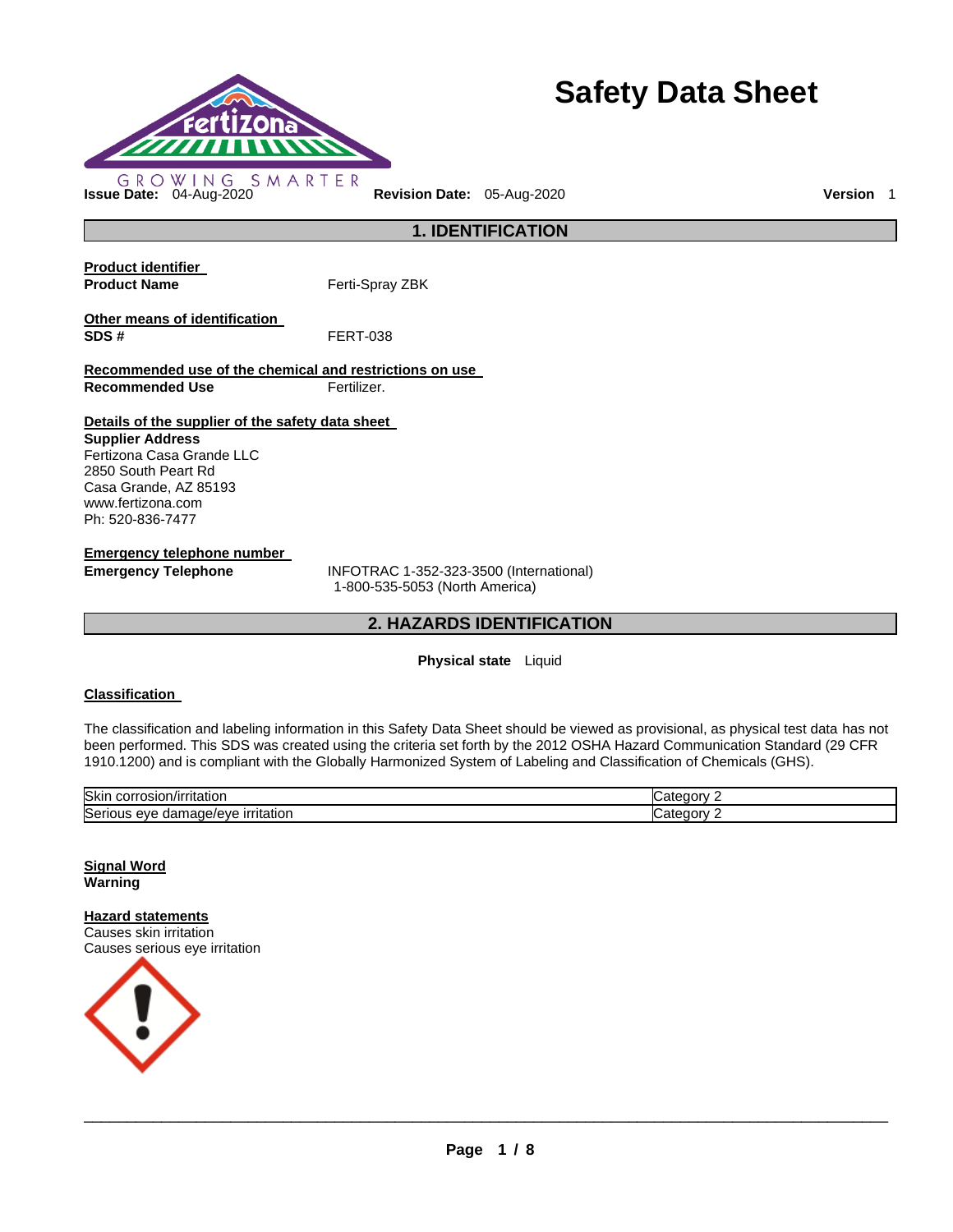# Safety Data Sheet

**Issue Date:** 04-Aug-2020 **Revision Date:** 05-Aug-2020 **Version** 1

## 1. IDENTIFICATION

**Product identifier**

**Product Name** Ferti-Spray ZBK

**Other means of identification**

**SDS #** FERT-038

**Recommended use of the chemical and restrictions on use**

**Recommended Use** Fertilizer.

**Details of the supplier of the safety data sheet**

**Supplier Address**
Fertizona Casa Grande LLC
2850 South Peart Rd
Casa Grande, AZ 85193
www.fertizona.com
Ph: 520-836-7477

**Emergency telephone number**

**Emergency Telephone** INFOTRAC 1-352-323-3500 (International)
1-800-535-5053 (North America)

## 2. HAZARDS IDENTIFICATION

**Physical state** Liquid

**Classification**

The classification and labeling information in this Safety Data Sheet should be viewed as provisional, as physical test data has not been performed. This SDS was created using the criteria set forth by the 2012 OSHA Hazard Communication Standard (29 CFR 1910.1200) and is compliant with the Globally Harmonized System of Labeling and Classification of Chemicals (GHS).

| | |
|---|---|
| Skin corrosion/irritation | Category 2 |
| Serious eye damage/eye irritation | Category 2 |

**Signal Word**
**Warning**

**Hazard statements**
Causes skin irritation
Causes serious eye irritation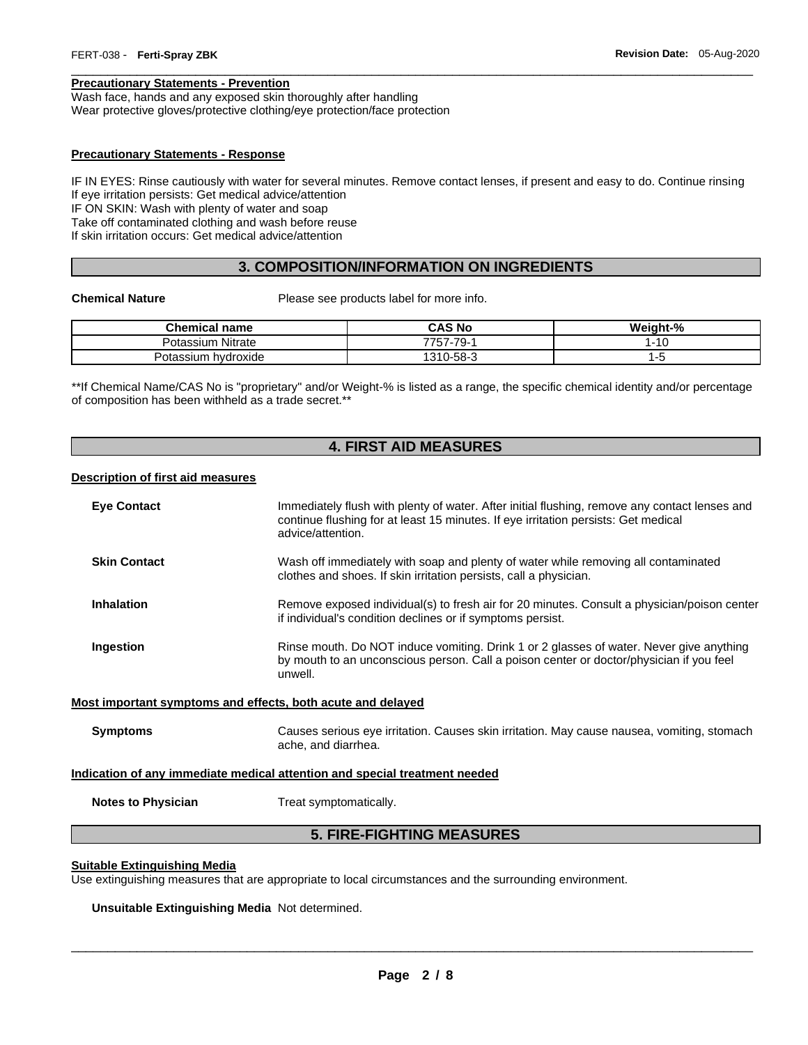**Precautionary Statements - Prevention**

Wash face, hands and any exposed skin thoroughly after handling
Wear protective gloves/protective clothing/eye protection/face protection

**Precautionary Statements - Response**

IF IN EYES: Rinse cautiously with water for several minutes. Remove contact lenses, if present and easy to do. Continue rinsing
If eye irritation persists: Get medical advice/attention
IF ON SKIN: Wash with plenty of water and soap
Take off contaminated clothing and wash before reuse
If skin irritation occurs: Get medical advice/attention

## 3. COMPOSITION/INFORMATION ON INGREDIENTS

**Chemical Nature** Please see products label for more info.

| Chemical name | CAS No | Weight-% |
|---|---|---|
| Potassium Nitrate | 7757-79-1 | 1-10 |
| Potassium hydroxide | 1310-58-3 | 1-5 |

**If Chemical Name/CAS No is "proprietary" and/or Weight-% is listed as a range, the specific chemical identity and/or percentage of composition has been withheld as a trade secret.**

## 4. FIRST AID MEASURES

**Description of first aid measures**

**Eye Contact** Immediately flush with plenty of water. After initial flushing, remove any contact lenses and continue flushing for at least 15 minutes. If eye irritation persists: Get medical advice/attention.

**Skin Contact** Wash off immediately with soap and plenty of water while removing all contaminated clothes and shoes. If skin irritation persists, call a physician.

**Inhalation** Remove exposed individual(s) to fresh air for 20 minutes. Consult a physician/poison center if individual's condition declines or if symptoms persist.

**Ingestion** Rinse mouth. Do NOT induce vomiting. Drink 1 or 2 glasses of water. Never give anything by mouth to an unconscious person. Call a poison center or doctor/physician if you feel unwell.

**Most important symptoms and effects, both acute and delayed**

**Symptoms** Causes serious eye irritation. Causes skin irritation. May cause nausea, vomiting, stomach ache, and diarrhea.

**Indication of any immediate medical attention and special treatment needed**

**Notes to Physician** Treat symptomatically.

## 5. FIRE-FIGHTING MEASURES

**Suitable Extinguishing Media**

Use extinguishing measures that are appropriate to local circumstances and the surrounding environment.

**Unsuitable Extinguishing Media** Not determined.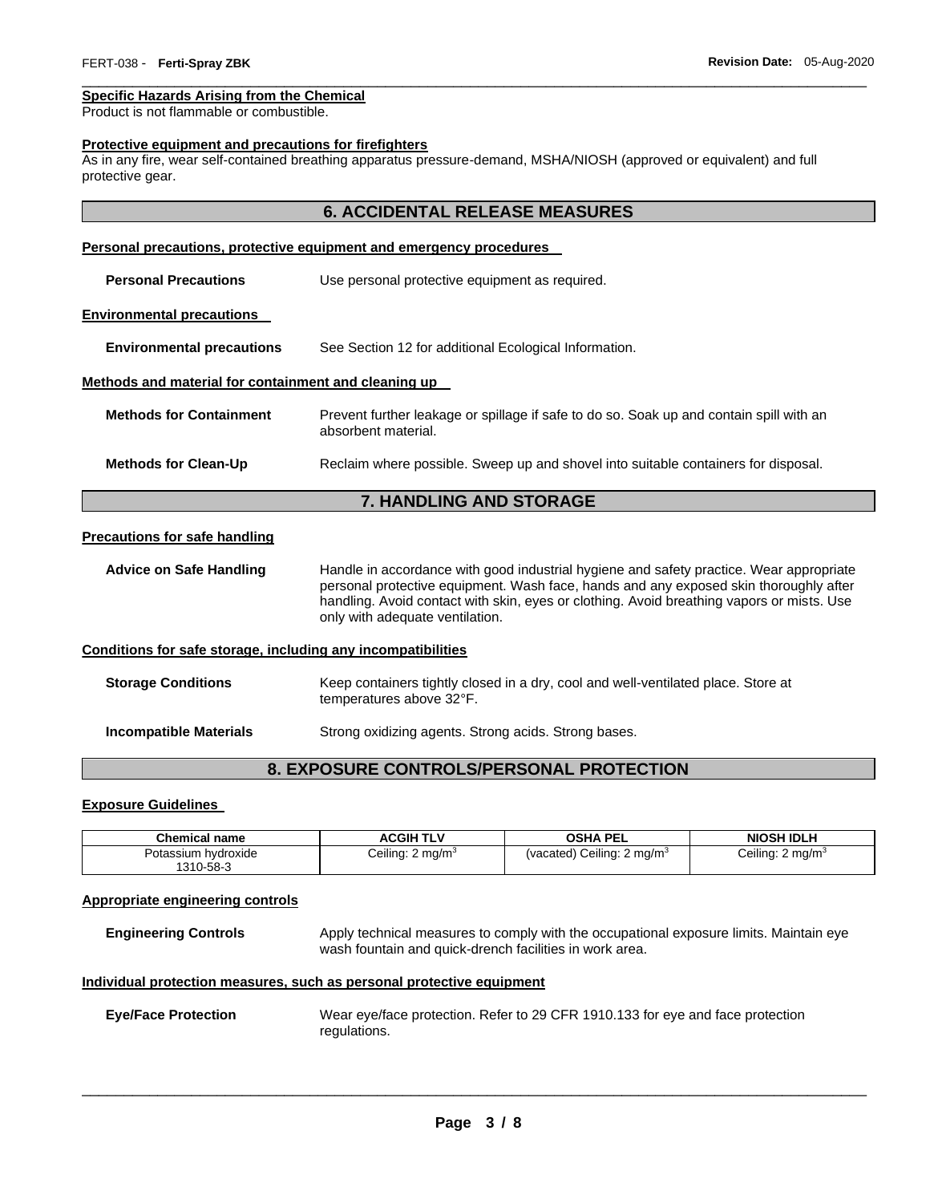**Specific Hazards Arising from the Chemical**
Product is not flammable or combustible.

**Protective equipment and precautions for firefighters**
As in any fire, wear self-contained breathing apparatus pressure-demand, MSHA/NIOSH (approved or equivalent) and full protective gear.

## 6. ACCIDENTAL RELEASE MEASURES

**Personal precautions, protective equipment and emergency procedures**

**Personal Precautions** Use personal protective equipment as required.

**Environmental precautions**

**Environmental precautions** See Section 12 for additional Ecological Information.

**Methods and material for containment and cleaning up**

**Methods for Containment** Prevent further leakage or spillage if safe to do so. Soak up and contain spill with an absorbent material.

**Methods for Clean-Up** Reclaim where possible. Sweep up and shovel into suitable containers for disposal.

## 7. HANDLING AND STORAGE

**Precautions for safe handling**

**Advice on Safe Handling** Handle in accordance with good industrial hygiene and safety practice. Wear appropriate personal protective equipment. Wash face, hands and any exposed skin thoroughly after handling. Avoid contact with skin, eyes or clothing. Avoid breathing vapors or mists. Use only with adequate ventilation.

**Conditions for safe storage, including any incompatibilities**

**Storage Conditions** Keep containers tightly closed in a dry, cool and well-ventilated place. Store at temperatures above 32°F.

**Incompatible Materials** Strong oxidizing agents. Strong acids. Strong bases.

## 8. EXPOSURE CONTROLS/PERSONAL PROTECTION

**Exposure Guidelines**

| Chemical name | ACGIH TLV | OSHA PEL | NIOSH IDLH |
|---|---|---|---|
| Potassium hydroxide 1310-58-3 | Ceiling: 2 mg/m$^3$ | (vacated) Ceiling: 2 mg/m$^3$ | Ceiling: 2 mg/m$^3$ |

**Appropriate engineering controls**

**Engineering Controls** Apply technical measures to comply with the occupational exposure limits. Maintain eye wash fountain and quick-drench facilities in work area.

**Individual protection measures, such as personal protective equipment**

**Eye/Face Protection** Wear eye/face protection. Refer to 29 CFR 1910.133 for eye and face protection regulations.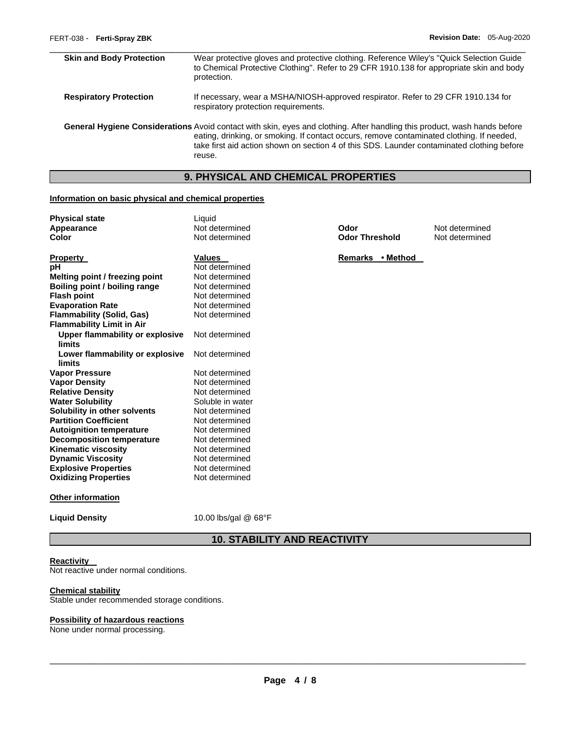| | |
|---|---|
| **Skin and Body Protection** | Wear protective gloves and protective clothing. Reference Wiley's "Quick Selection Guide to Chemical Protective Clothing". Refer to 29 CFR 1910.138 for appropriate skin and body protection. |
| **Respiratory Protection** | If necessary, wear a MSHA/NIOSH-approved respirator. Refer to 29 CFR 1910.134 for respiratory protection requirements. |
| **General Hygiene Considerations** | Avoid contact with skin, eyes and clothing. After handling this product, wash hands before eating, drinking, or smoking. If contact occurs, remove contaminated clothing. If needed, take first aid action shown on section 4 of this SDS. Launder contaminated clothing before reuse. |

## 9. PHYSICAL AND CHEMICAL PROPERTIES

### Information on basic physical and chemical properties

| | | | |
|---|---|---|---|
| **Physical state** | Liquid | | |
| **Appearance** | Not determined | **Odor** | Not determined |
| **Color** | Not determined | **Odor Threshold** | Not determined |

| **Property** | **Values** | **Remarks • Method** |
|---|---|---|
| **pH** | Not determined | |
| **Melting point / freezing point** | Not determined | |
| **Boiling point / boiling range** | Not determined | |
| **Flash point** | Not determined | |
| **Evaporation Rate** | Not determined | |
| **Flammability (Solid, Gas)** | Not determined | |
| **Flammability Limit in Air** | | |
| **Upper flammability or explosive limits** | Not determined | |
| **Lower flammability or explosive limits** | Not determined | |
| **Vapor Pressure** | Not determined | |
| **Vapor Density** | Not determined | |
| **Relative Density** | Not determined | |
| **Water Solubility** | Soluble in water | |
| **Solubility in other solvents** | Not determined | |
| **Partition Coefficient** | Not determined | |
| **Autoignition temperature** | Not determined | |
| **Decomposition temperature** | Not determined | |
| **Kinematic viscosity** | Not determined | |
| **Dynamic Viscosity** | Not determined | |
| **Explosive Properties** | Not determined | |
| **Oxidizing Properties** | Not determined | |

### Other information

**Liquid Density** 10.00 lbs/gal @ 68°F

## 10. STABILITY AND REACTIVITY

### Reactivity
Not reactive under normal conditions.

### Chemical stability
Stable under recommended storage conditions.

### Possibility of hazardous reactions
None under normal processing.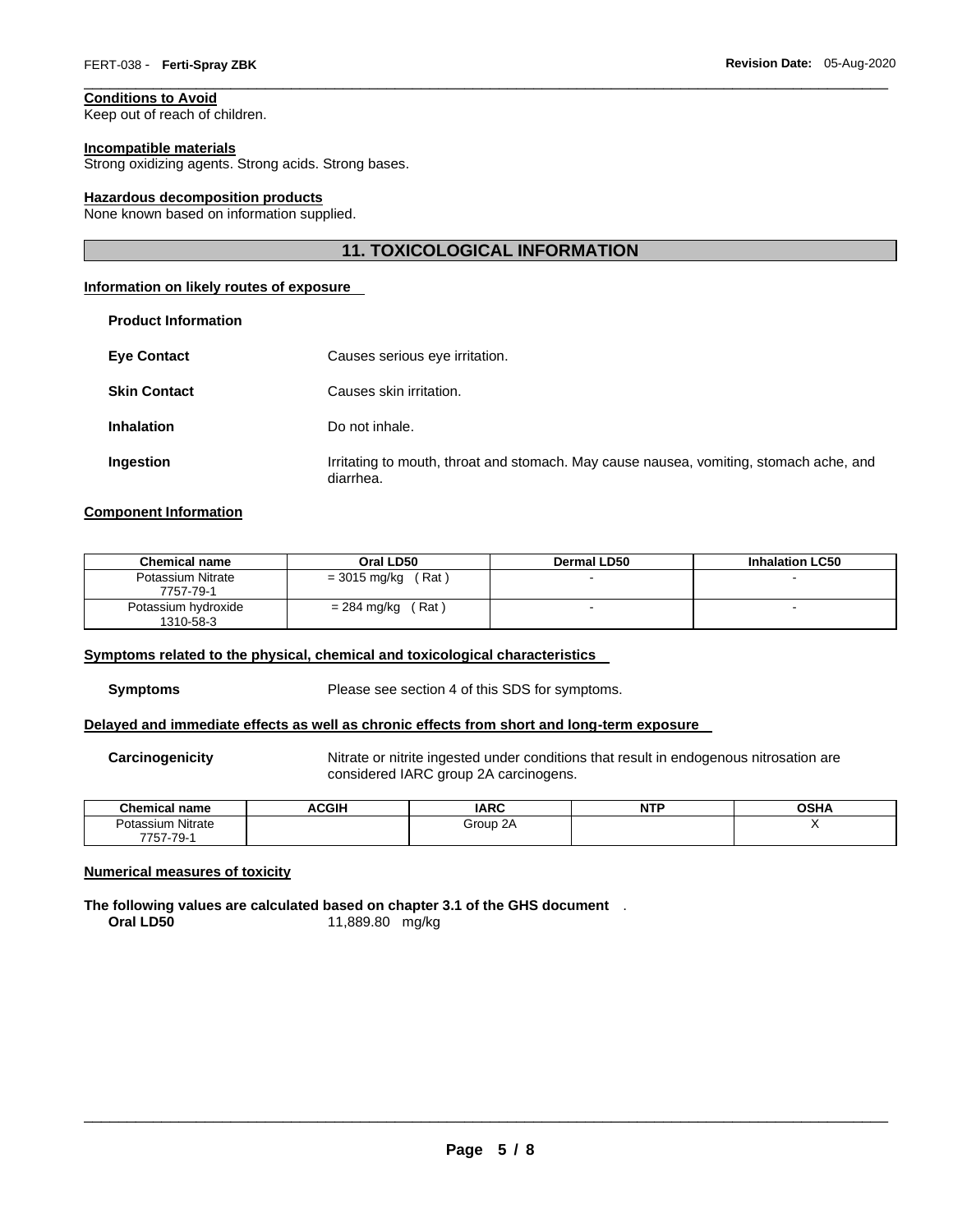**Conditions to Avoid**

Keep out of reach of children.

**Incompatible materials**

Strong oxidizing agents. Strong acids. Strong bases.

**Hazardous decomposition products**

None known based on information supplied.

## 11. TOXICOLOGICAL INFORMATION

**Information on likely routes of exposure**

**Product Information**

**Eye Contact** Causes serious eye irritation.

**Skin Contact** Causes skin irritation.

**Inhalation** Do not inhale.

**Ingestion** Irritating to mouth, throat and stomach. May cause nausea, vomiting, stomach ache, and diarrhea.

**Component Information**

| Chemical name | Oral LD50 | Dermal LD50 | Inhalation LC50 |
|---|---|---|---|
| Potassium Nitrate 7757-79-1 | = 3015 mg/kg ( Rat ) | - | - |
| Potassium hydroxide 1310-58-3 | = 284 mg/kg ( Rat ) | - | - |

**Symptoms related to the physical, chemical and toxicological characteristics**

**Symptoms** Please see section 4 of this SDS for symptoms.

**Delayed and immediate effects as well as chronic effects from short and long-term exposure**

**Carcinogenicity** Nitrate or nitrite ingested under conditions that result in endogenous nitrosation are considered IARC group 2A carcinogens.

| Chemical name | ACGIH | IARC | NTP | OSHA |
|---|---|---|---|---|
| Potassium Nitrate 7757-79-1 | | Group 2A | | X |

**Numerical measures of toxicity**

**The following values are calculated based on chapter 3.1 of the GHS document** .

**Oral LD50** 11,889.80 mg/kg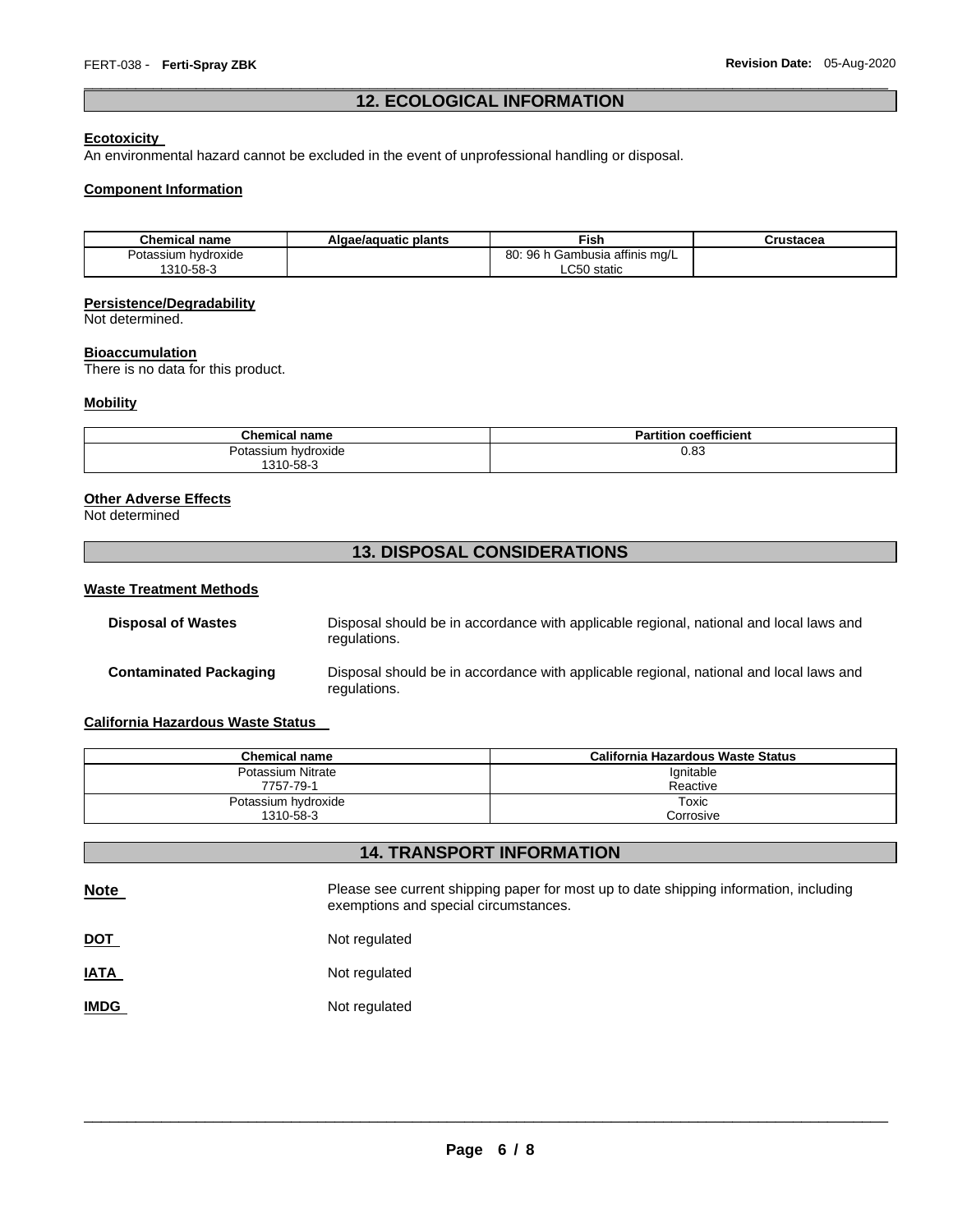## 12. ECOLOGICAL INFORMATION

**Ecotoxicity**
An environmental hazard cannot be excluded in the event of unprofessional handling or disposal.

**Component Information**

| Chemical name | Algae/aquatic plants | Fish | Crustacea |
|---|---|---|---|
| Potassium hydroxide<br>1310-58-3 | | 80: 96 h Gambusia affinis mg/L<br>LC50 static | |

**Persistence/Degradability**
Not determined.

**Bioaccumulation**
There is no data for this product.

**Mobility**

| Chemical name | Partition coefficient |
|---|---|
| Potassium hydroxide<br>1310-58-3 | 0.83 |

**Other Adverse Effects**
Not determined

## 13. DISPOSAL CONSIDERATIONS

**Waste Treatment Methods**

**Disposal of Wastes** Disposal should be in accordance with applicable regional, national and local laws and regulations.

**Contaminated Packaging** Disposal should be in accordance with applicable regional, national and local laws and regulations.

**California Hazardous Waste Status**

| Chemical name | California Hazardous Waste Status |
|---|---|
| Potassium Nitrate<br>7757-79-1 | Ignitable<br>Reactive |
| Potassium hydroxide<br>1310-58-3 | Toxic<br>Corrosive |

## 14. TRANSPORT INFORMATION

**Note** Please see current shipping paper for most up to date shipping information, including exemptions and special circumstances.

**DOT** Not regulated

**IATA** Not regulated

**IMDG** Not regulated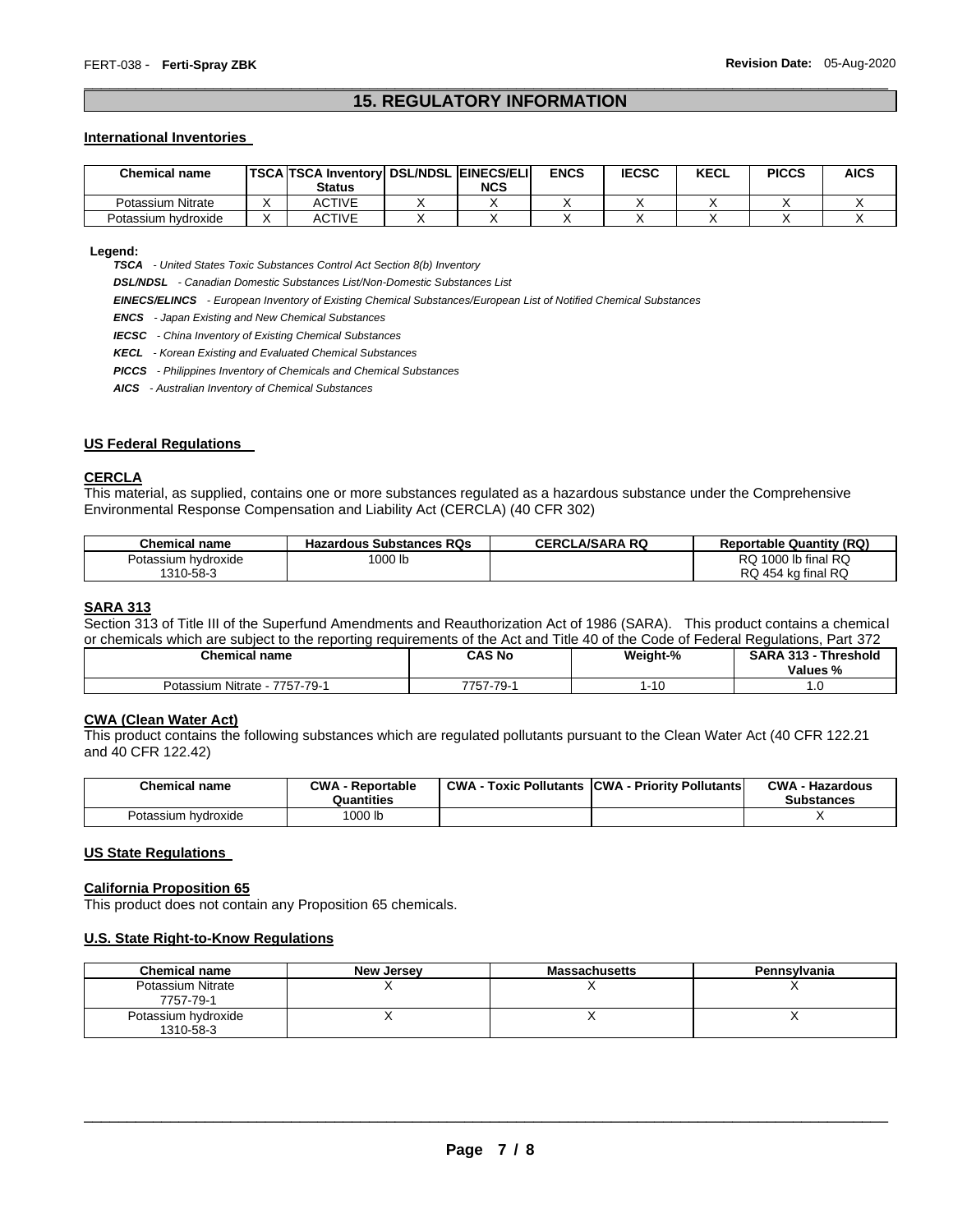## 15. REGULATORY INFORMATION

### International Inventories

| Chemical name | TSCA | TSCA Inventory Status | DSL/NDSL | EINECS/ELINCS | ENCS | IECSC | KECL | PICCS | AICS |
|---|---|---|---|---|---|---|---|---|---|
| Potassium Nitrate | X | ACTIVE | X | X | X | X | X | X | X |
| Potassium hydroxide | X | ACTIVE | X | X | X | X | X | X | X |

**Legend:**

***TSCA*** *- United States Toxic Substances Control Act Section 8(b) Inventory*

***DSL/NDSL*** *- Canadian Domestic Substances List/Non-Domestic Substances List*

***EINECS/ELINCS*** *- European Inventory of Existing Chemical Substances/European List of Notified Chemical Substances*

***ENCS*** *- Japan Existing and New Chemical Substances*

***IECSC*** *- China Inventory of Existing Chemical Substances*

***KECL*** *- Korean Existing and Evaluated Chemical Substances*

***PICCS*** *- Philippines Inventory of Chemicals and Chemical Substances*

***AICS*** *- Australian Inventory of Chemical Substances*

### US Federal Regulations

#### CERCLA

This material, as supplied, contains one or more substances regulated as a hazardous substance under the Comprehensive Environmental Response Compensation and Liability Act (CERCLA) (40 CFR 302)

| Chemical name | Hazardous Substances RQs | CERCLA/SARA RQ | Reportable Quantity (RQ) |
|---|---|---|---|
| Potassium hydroxide<br>1310-58-3 | 1000 lb | | RQ 1000 lb final RQ<br>RQ 454 kg final RQ |

#### SARA 313

Section 313 of Title III of the Superfund Amendments and Reauthorization Act of 1986 (SARA). This product contains a chemical or chemicals which are subject to the reporting requirements of the Act and Title 40 of the Code of Federal Regulations, Part 372

| Chemical name | CAS No | Weight-% | SARA 313 - Threshold Values % |
|---|---|---|---|
| Potassium Nitrate - 7757-79-1 | 7757-79-1 | 1-10 | 1.0 |

#### CWA (Clean Water Act)

This product contains the following substances which are regulated pollutants pursuant to the Clean Water Act (40 CFR 122.21 and 40 CFR 122.42)

| Chemical name | CWA - Reportable Quantities | CWA - Toxic Pollutants | CWA - Priority Pollutants | CWA - Hazardous Substances |
|---|---|---|---|---|
| Potassium hydroxide | 1000 lb | | | X |

### US State Regulations

#### California Proposition 65

This product does not contain any Proposition 65 chemicals.

#### U.S. State Right-to-Know Regulations

| Chemical name | New Jersey | Massachusetts | Pennsylvania |
|---|---|---|---|
| Potassium Nitrate<br>7757-79-1 | X | X | X |
| Potassium hydroxide<br>1310-58-3 | X | X | X |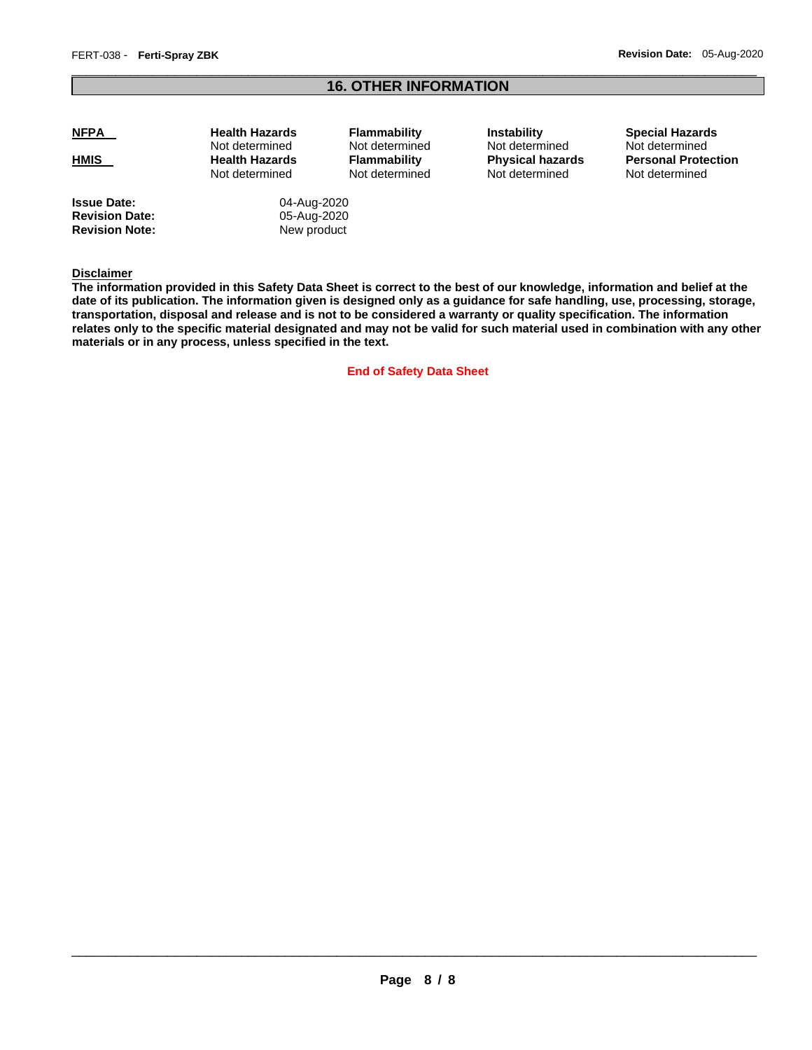## 16. OTHER INFORMATION

| | | | | |
|---|---|---|---|---|
| **NFPA** | **Health Hazards** | **Flammability** | **Instability** | **Special Hazards** |
| | Not determined | Not determined | Not determined | Not determined |
| **HMIS** | **Health Hazards** | **Flammability** | **Physical hazards** | **Personal Protection** |
| | Not determined | Not determined | Not determined | Not determined |

**Issue Date:** 04-Aug-2020
**Revision Date:** 05-Aug-2020
**Revision Note:** New product

**Disclaimer**

**The information provided in this Safety Data Sheet is correct to the best of our knowledge, information and belief at the date of its publication. The information given is designed only as a guidance for safe handling, use, processing, storage, transportation, disposal and release and is not to be considered a warranty or quality specification. The information relates only to the specific material designated and may not be valid for such material used in combination with any other materials or in any process, unless specified in the text.**

**End of Safety Data Sheet**